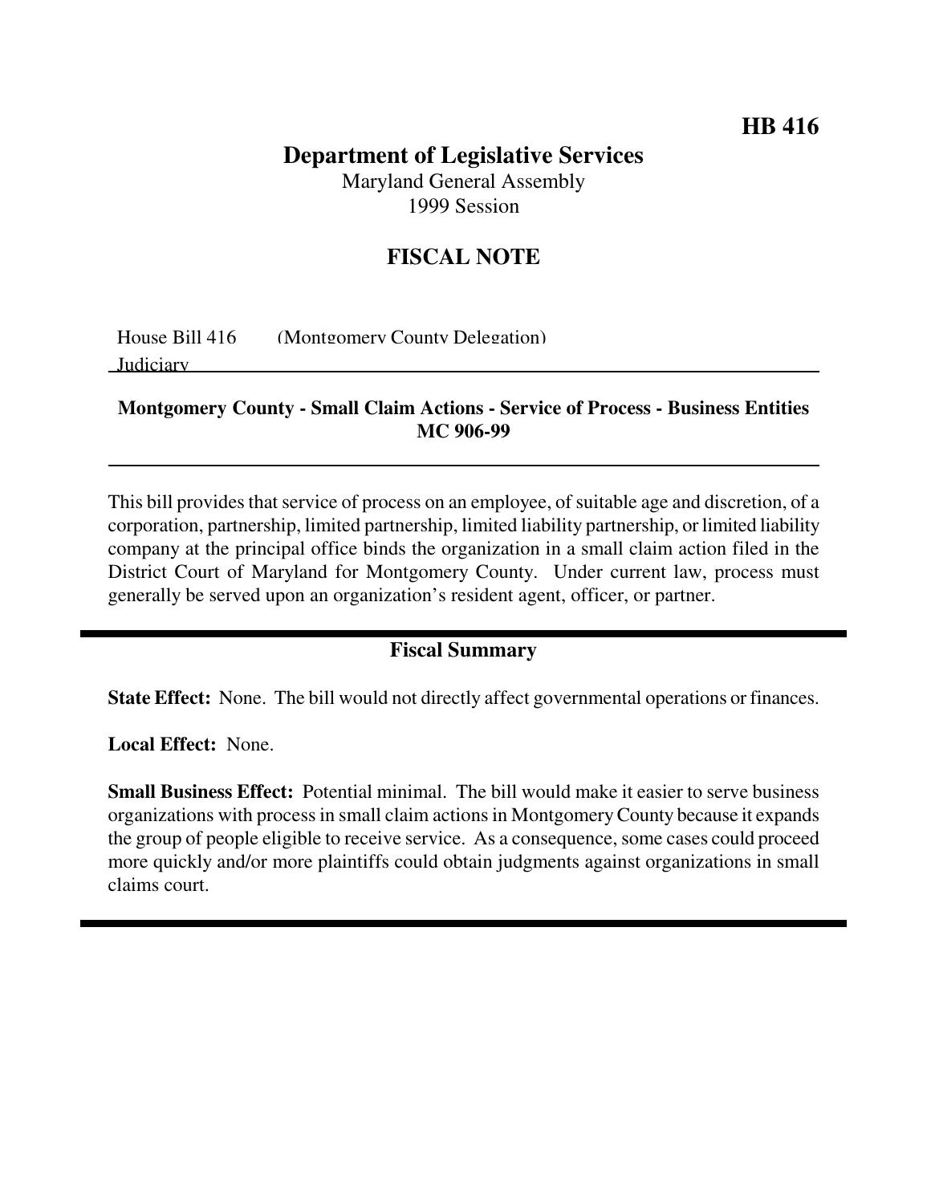# HB 416

## Department of Legislative Services

Maryland General Assembly
1999 Session

## FISCAL NOTE

House Bill 416 (Montgomery County Delegation)
Judiciary

**Montgomery County - Small Claim Actions - Service of Process - Business Entities MC 906-99**

This bill provides that service of process on an employee, of suitable age and discretion, of a corporation, partnership, limited partnership, limited liability partnership, or limited liability company at the principal office binds the organization in a small claim action filed in the District Court of Maryland for Montgomery County. Under current law, process must generally be served upon an organization's resident agent, officer, or partner.

## Fiscal Summary

**State Effect:** None. The bill would not directly affect governmental operations or finances.

**Local Effect:** None.

**Small Business Effect:** Potential minimal. The bill would make it easier to serve business organizations with process in small claim actions in Montgomery County because it expands the group of people eligible to receive service. As a consequence, some cases could proceed more quickly and/or more plaintiffs could obtain judgments against organizations in small claims court.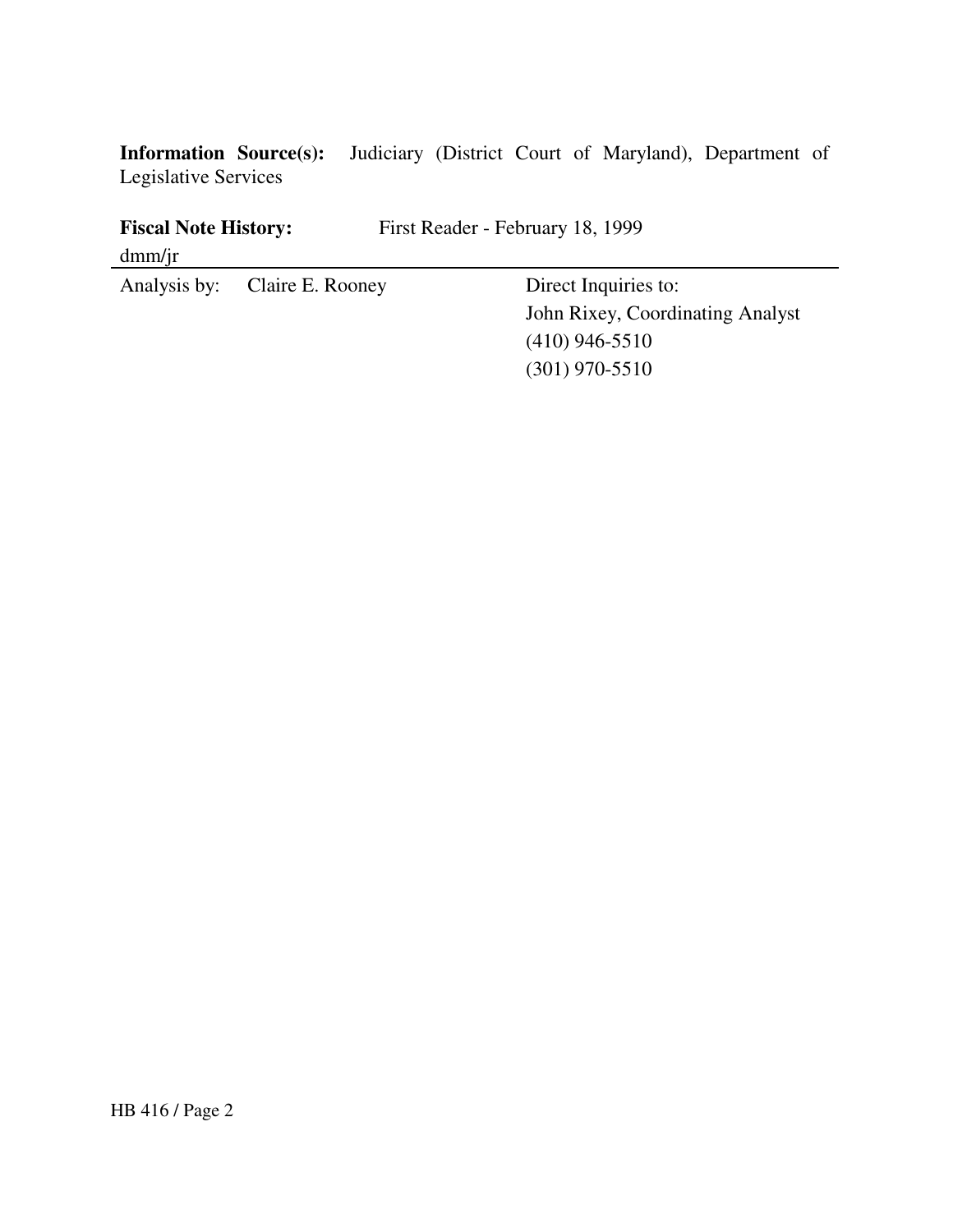**Information Source(s):** Judiciary (District Court of Maryland), Department of Legislative Services

**Fiscal Note History:** First Reader - February 18, 1999

dmm/jr

---

Analysis by: Claire E. Rooney

Direct Inquiries to:
John Rixey, Coordinating Analyst
(410) 946-5510
(301) 970-5510